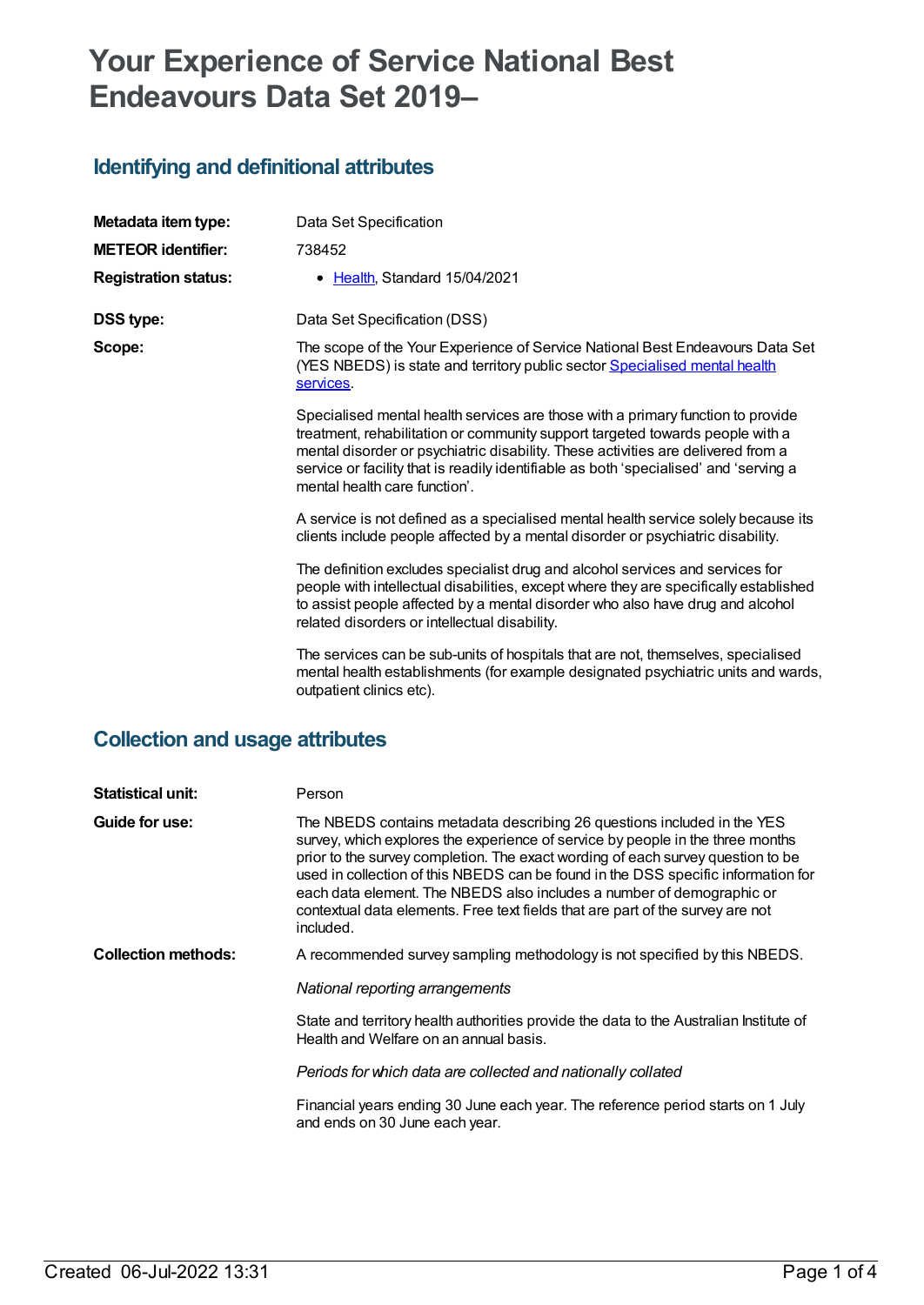# Your Experience of Service National Best Endeavours Data Set 2019–

## Identifying and definitional attributes

| | |
|---|---|
| **Metadata item type:** | Data Set Specification |
| **METEOR identifier:** | 738452 |
| **Registration status:** | • Health, Standard 15/04/2021 |
| **DSS type:** | Data Set Specification (DSS) |
| **Scope:** | The scope of the Your Experience of Service National Best Endeavours Data Set (YES NBEDS) is state and territory public sector Specialised mental health services. |

Specialised mental health services are those with a primary function to provide treatment, rehabilitation or community support targeted towards people with a mental disorder or psychiatric disability. These activities are delivered from a service or facility that is readily identifiable as both 'specialised' and 'serving a mental health care function'.

A service is not defined as a specialised mental health service solely because its clients include people affected by a mental disorder or psychiatric disability.

The definition excludes specialist drug and alcohol services and services for people with intellectual disabilities, except where they are specifically established to assist people affected by a mental disorder who also have drug and alcohol related disorders or intellectual disability.

The services can be sub-units of hospitals that are not, themselves, specialised mental health establishments (for example designated psychiatric units and wards, outpatient clinics etc).

## Collection and usage attributes

| | |
|---|---|
| **Statistical unit:** | Person |
| **Guide for use:** | The NBEDS contains metadata describing 26 questions included in the YES survey, which explores the experience of service by people in the three months prior to the survey completion. The exact wording of each survey question to be used in collection of this NBEDS can be found in the DSS specific information for each data element. The NBEDS also includes a number of demographic or contextual data elements. Free text fields that are part of the survey are not included. |
| **Collection methods:** | A recommended survey sampling methodology is not specified by this NBEDS. |

*National reporting arrangements*

State and territory health authorities provide the data to the Australian Institute of Health and Welfare on an annual basis.

*Periods for which data are collected and nationally collated*

Financial years ending 30 June each year. The reference period starts on 1 July and ends on 30 June each year.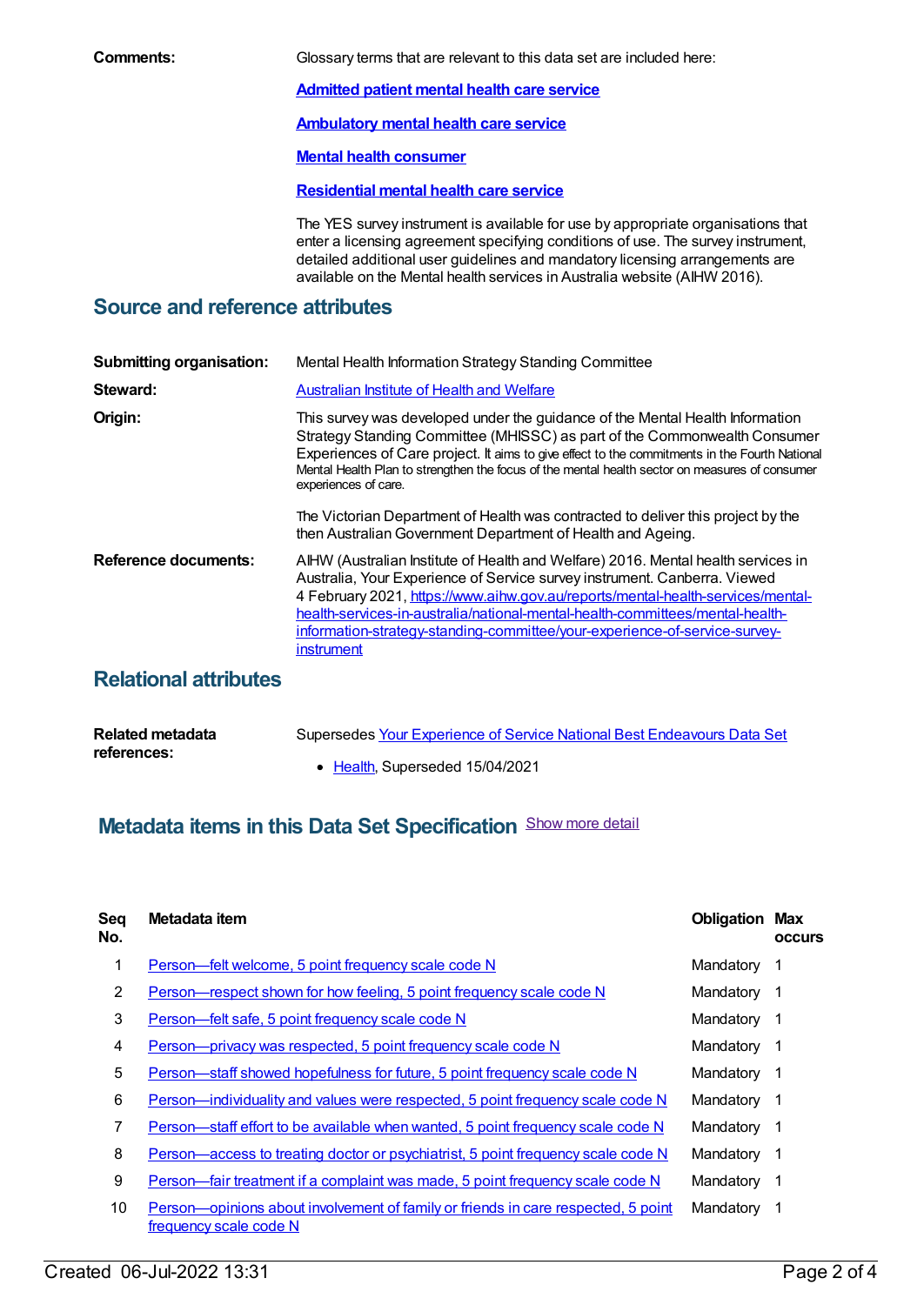**Comments:** Glossary terms that are relevant to this data set are included here:

**Admitted patient mental health care service**

**Ambulatory mental health care service**

**Mental health consumer**

**Residential mental health care service**

The YES survey instrument is available for use by appropriate organisations that enter a licensing agreement specifying conditions of use. The survey instrument, detailed additional user guidelines and mandatory licensing arrangements are available on the Mental health services in Australia website (AIHW 2016).

## Source and reference attributes

**Submitting organisation:** Mental Health Information Strategy Standing Committee

**Steward:** Australian Institute of Health and Welfare

**Origin:** This survey was developed under the guidance of the Mental Health Information Strategy Standing Committee (MHISSC) as part of the Commonwealth Consumer Experiences of Care project. It aims to give effect to the commitments in the Fourth National Mental Health Plan to strengthen the focus of the mental health sector on measures of consumer experiences of care.

The Victorian Department of Health was contracted to deliver this project by the then Australian Government Department of Health and Ageing.

**Reference documents:** AIHW (Australian Institute of Health and Welfare) 2016. Mental health services in Australia, Your Experience of Service survey instrument. Canberra. Viewed 4 February 2021, https://www.aihw.gov.au/reports/mental-health-services/mental-health-services-in-australia/national-mental-health-committees/mental-health-information-strategy-standing-committee/your-experience-of-service-survey-instrument

## Relational attributes

**Related metadata references:** Supersedes Your Experience of Service National Best Endeavours Data Set

- Health, Superseded 15/04/2021

## Metadata items in this Data Set Specification

Show more detail

| Seq No. | Metadata item | Obligation | Max occurs |
|---|---|---|---|
| 1 | Person—felt welcome, 5 point frequency scale code N | Mandatory | 1 |
| 2 | Person—respect shown for how feeling, 5 point frequency scale code N | Mandatory | 1 |
| 3 | Person—felt safe, 5 point frequency scale code N | Mandatory | 1 |
| 4 | Person—privacy was respected, 5 point frequency scale code N | Mandatory | 1 |
| 5 | Person—staff showed hopefulness for future, 5 point frequency scale code N | Mandatory | 1 |
| 6 | Person—individuality and values were respected, 5 point frequency scale code N | Mandatory | 1 |
| 7 | Person—staff effort to be available when wanted, 5 point frequency scale code N | Mandatory | 1 |
| 8 | Person—access to treating doctor or psychiatrist, 5 point frequency scale code N | Mandatory | 1 |
| 9 | Person—fair treatment if a complaint was made, 5 point frequency scale code N | Mandatory | 1 |
| 10 | Person—opinions about involvement of family or friends in care respected, 5 point frequency scale code N | Mandatory | 1 |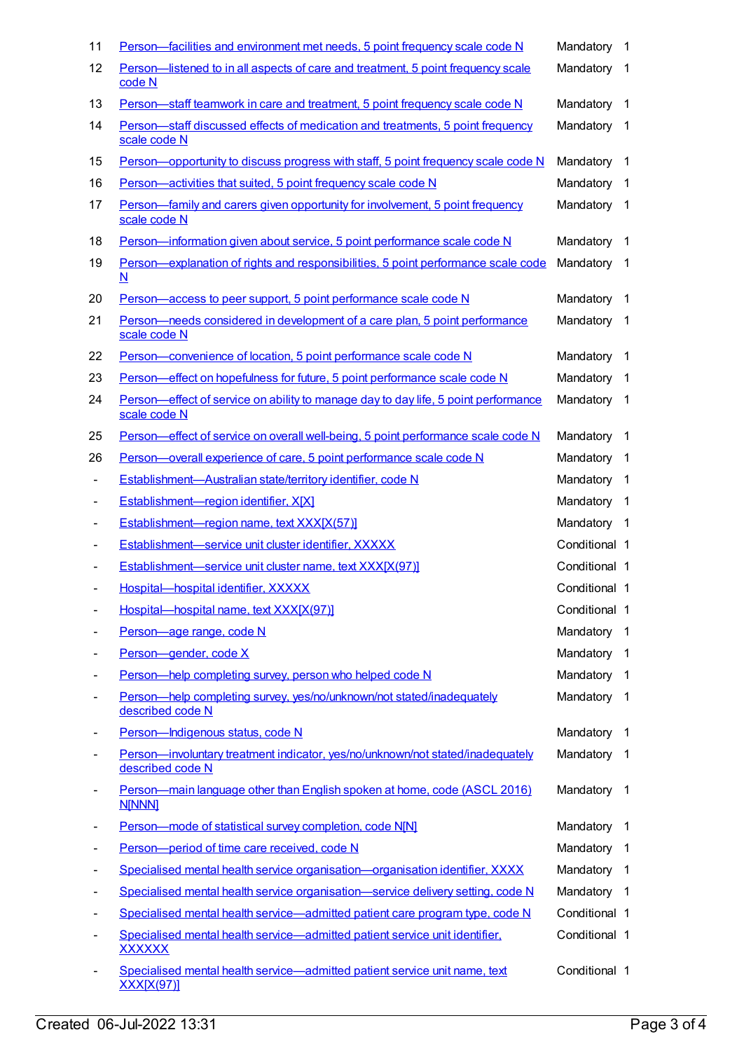| | | | |
|---|---|---|---|
| 11 | Person—facilities and environment met needs, 5 point frequency scale code N | Mandatory | 1 |
| 12 | Person—listened to in all aspects of care and treatment, 5 point frequency scale code N | Mandatory | 1 |
| 13 | Person—staff teamwork in care and treatment, 5 point frequency scale code N | Mandatory | 1 |
| 14 | Person—staff discussed effects of medication and treatments, 5 point frequency scale code N | Mandatory | 1 |
| 15 | Person—opportunity to discuss progress with staff, 5 point frequency scale code N | Mandatory | 1 |
| 16 | Person—activities that suited, 5 point frequency scale code N | Mandatory | 1 |
| 17 | Person—family and carers given opportunity for involvement, 5 point frequency scale code N | Mandatory | 1 |
| 18 | Person—information given about service, 5 point performance scale code N | Mandatory | 1 |
| 19 | Person—explanation of rights and responsibilities, 5 point performance scale code N | Mandatory | 1 |
| 20 | Person—access to peer support, 5 point performance scale code N | Mandatory | 1 |
| 21 | Person—needs considered in development of a care plan, 5 point performance scale code N | Mandatory | 1 |
| 22 | Person—convenience of location, 5 point performance scale code N | Mandatory | 1 |
| 23 | Person—effect on hopefulness for future, 5 point performance scale code N | Mandatory | 1 |
| 24 | Person—effect of service on ability to manage day to day life, 5 point performance scale code N | Mandatory | 1 |
| 25 | Person—effect of service on overall well-being, 5 point performance scale code N | Mandatory | 1 |
| 26 | Person—overall experience of care, 5 point performance scale code N | Mandatory | 1 |
| - | Establishment—Australian state/territory identifier, code N | Mandatory | 1 |
| - | Establishment—region identifier, X[X] | Mandatory | 1 |
| - | Establishment—region name, text XXX[X(57)] | Mandatory | 1 |
| - | Establishment—service unit cluster identifier, XXXXX | Conditional | 1 |
| - | Establishment—service unit cluster name, text XXX[X(97)] | Conditional | 1 |
| - | Hospital—hospital identifier, XXXXX | Conditional | 1 |
| - | Hospital—hospital name, text XXX[X(97)] | Conditional | 1 |
| - | Person—age range, code N | Mandatory | 1 |
| - | Person—gender, code X | Mandatory | 1 |
| - | Person—help completing survey, person who helped code N | Mandatory | 1 |
| - | Person—help completing survey, yes/no/unknown/not stated/inadequately described code N | Mandatory | 1 |
| - | Person—Indigenous status, code N | Mandatory | 1 |
| - | Person—involuntary treatment indicator, yes/no/unknown/not stated/inadequately described code N | Mandatory | 1 |
| - | Person—main language other than English spoken at home, code (ASCL 2016) N[NNN] | Mandatory | 1 |
| - | Person—mode of statistical survey completion, code N[N] | Mandatory | 1 |
| - | Person—period of time care received, code N | Mandatory | 1 |
| - | Specialised mental health service organisation—organisation identifier, XXXX | Mandatory | 1 |
| - | Specialised mental health service organisation—service delivery setting, code N | Mandatory | 1 |
| - | Specialised mental health service—admitted patient care program type, code N | Conditional | 1 |
| - | Specialised mental health service—admitted patient service unit identifier, XXXXXX | Conditional | 1 |
| - | Specialised mental health service—admitted patient service unit name, text XXX[X(97)] | Conditional | 1 |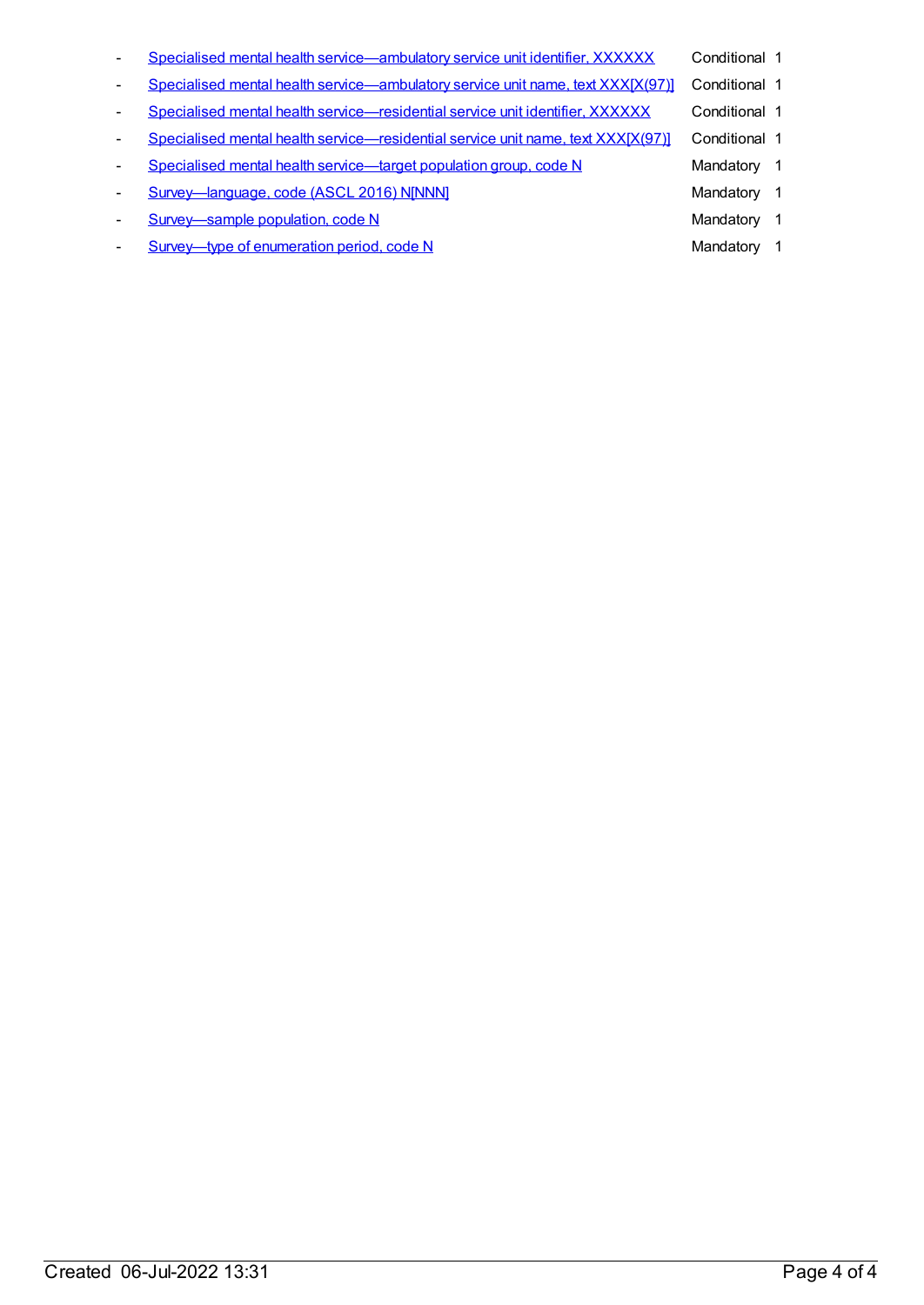- Specialised mental health service—ambulatory service unit identifier, XXXXXX Conditional 1
- Specialised mental health service—ambulatory service unit name, text XXX[X(97)] Conditional 1
- Specialised mental health service—residential service unit identifier, XXXXXX Conditional 1
- Specialised mental health service—residential service unit name, text XXX[X(97)] Conditional 1
- Specialised mental health service—target population group, code N Mandatory 1
- Survey—language, code (ASCL 2016) N[NNN] Mandatory 1
- Survey—sample population, code N Mandatory 1
- Survey—type of enumeration period, code N Mandatory 1